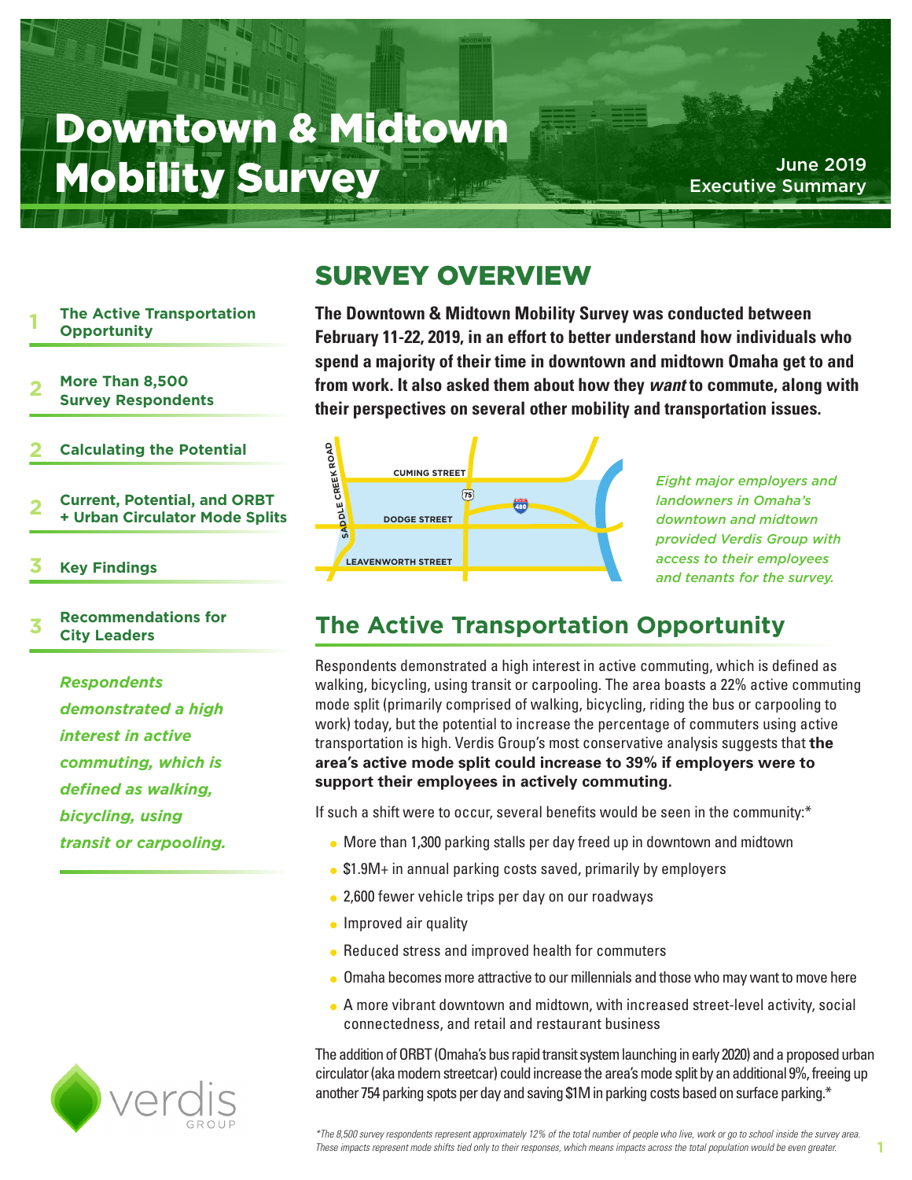# Downtown & Midtown Mobility Survey

June 2019
Executive Summary

1 The Active Transportation Opportunity

2 More Than 8,500 Survey Respondents

2 Calculating the Potential

2 Current, Potential, and ORBT + Urban Circulator Mode Splits

3 Key Findings

3 Recommendations for City Leaders

*Respondents demonstrated a high interest in active commuting, which is defined as walking, bicycling, using transit or carpooling.*

## SURVEY OVERVIEW

**The Downtown & Midtown Mobility Survey was conducted between February 11-22, 2019, in an effort to better understand how individuals who spend a majority of their time in downtown and midtown Omaha get to and from work. It also asked them about how they *want* to commute, along with their perspectives on several other mobility and transportation issues.**

SADDLE CREEK ROAD, CUMING STREET, DODGE STREET, LEAVENWORTH STREET, 75, 480

*Eight major employers and landowners in Omaha's downtown and midtown provided Verdis Group with access to their employees and tenants for the survey.*

## The Active Transportation Opportunity

Respondents demonstrated a high interest in active commuting, which is defined as walking, bicycling, using transit or carpooling. The area boasts a 22% active commuting mode split (primarily comprised of walking, bicycling, riding the bus or carpooling to work) today, but the potential to increase the percentage of commuters using active transportation is high. Verdis Group's most conservative analysis suggests that **the area's active mode split could increase to 39% if employers were to support their employees in actively commuting.**

If such a shift were to occur, several benefits would be seen in the community:*

- More than 1,300 parking stalls per day freed up in downtown and midtown
- $1.9M+ in annual parking costs saved, primarily by employers
- 2,600 fewer vehicle trips per day on our roadways
- Improved air quality
- Reduced stress and improved health for commuters
- Omaha becomes more attractive to our millennials and those who may want to move here
- A more vibrant downtown and midtown, with increased street-level activity, social connectedness, and retail and restaurant business

The addition of ORBT (Omaha's bus rapid transit system launching in early 2020) and a proposed urban circulator (aka modern streetcar) could increase the area's mode split by an additional 9%, freeing up another 754 parking spots per day and saving $1M in parking costs based on surface parking.*

verdis GROUP

*\*The 8,500 survey respondents represent approximately 12% of the total number of people who live, work or go to school inside the survey area. These impacts represent mode shifts tied only to their responses, which means impacts across the total population would be even greater.*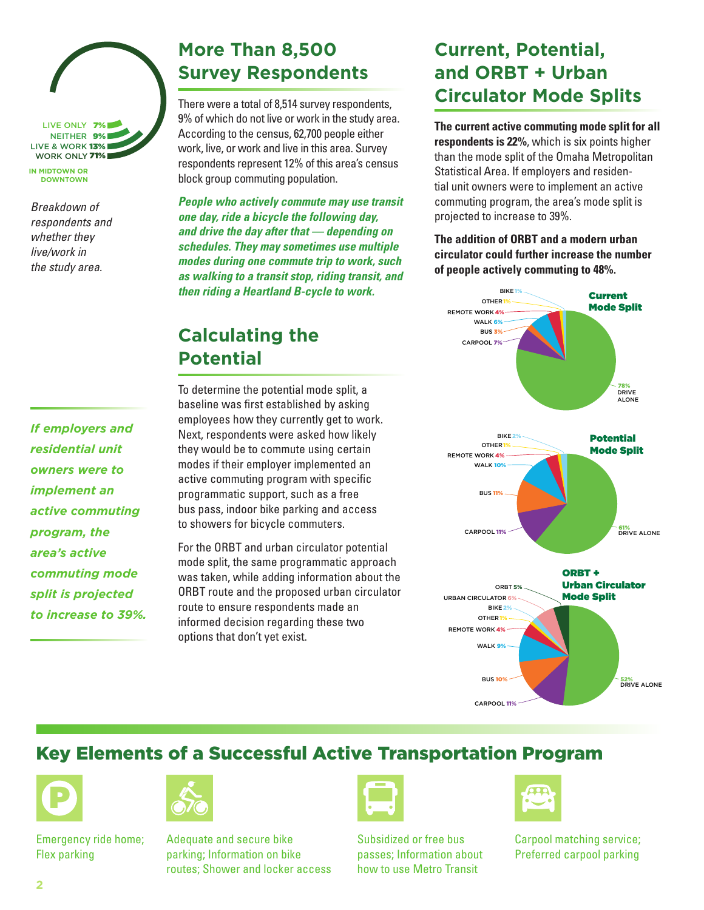LIVE ONLY 7%
NEITHER 9%
LIVE & WORK 13%
WORK ONLY 71%
IN MIDTOWN OR DOWNTOWN

*Breakdown of respondents and whether they live/work in the study area.*

## More Than 8,500 Survey Respondents

There were a total of 8,514 survey respondents, 9% of which do not live or work in the study area. According to the census, 62,700 people either work, live, or work and live in this area. Survey respondents represent 12% of this area's census block group commuting population.

***People who actively commute may use transit one day, ride a bicycle the following day, and drive the day after that — depending on schedules. They may sometimes use multiple modes during one commute trip to work, such as walking to a transit stop, riding transit, and then riding a Heartland B-cycle to work.***

## Calculating the Potential

To determine the potential mode split, a baseline was first established by asking employees how they currently get to work. Next, respondents were asked how likely they would be to commute using certain modes if their employer implemented an active commuting program with specific programmatic support, such as a free bus pass, indoor bike parking and access to showers for bicycle commuters.

For the ORBT and urban circulator potential mode split, the same programmatic approach was taken, while adding information about the ORBT route and the proposed urban circulator route to ensure respondents made an informed decision regarding these two options that don't yet exist.

***If employers and residential unit owners were to implement an active commuting program, the area's active commuting mode split is projected to increase to 39%.***

## Current, Potential, and ORBT + Urban Circulator Mode Splits

**The current active commuting mode split for all respondents is 22%**, which is six points higher than the mode split of the Omaha Metropolitan Statistical Area. If employers and residential unit owners were to implement an active commuting program, the area's mode split is projected to increase to 39%.

**The addition of ORBT and a modern urban circulator could further increase the number of people actively commuting to 48%.**

**Current Mode Split**

BIKE 1%
OTHER 1%
REMOTE WORK 4%
WALK 6%
BUS 3%
CARPOOL 7%
78% DRIVE ALONE

**Potential Mode Split**

BIKE 2%
OTHER 1%
REMOTE WORK 4%
WALK 10%
BUS 11%
CARPOOL 11%
61% DRIVE ALONE

**ORBT + Urban Circulator Mode Split**

ORBT 5%
URBAN CIRCULATOR 6%
BIKE 2%
OTHER 1%
REMOTE WORK 4%
WALK 9%
BUS 10%
CARPOOL 11%
52% DRIVE ALONE

## Key Elements of a Successful Active Transportation Program

- Emergency ride home; Flex parking
- Adequate and secure bike parking; Information on bike routes; Shower and locker access
- Subsidized or free bus passes; Information about how to use Metro Transit
- Carpool matching service; Preferred carpool parking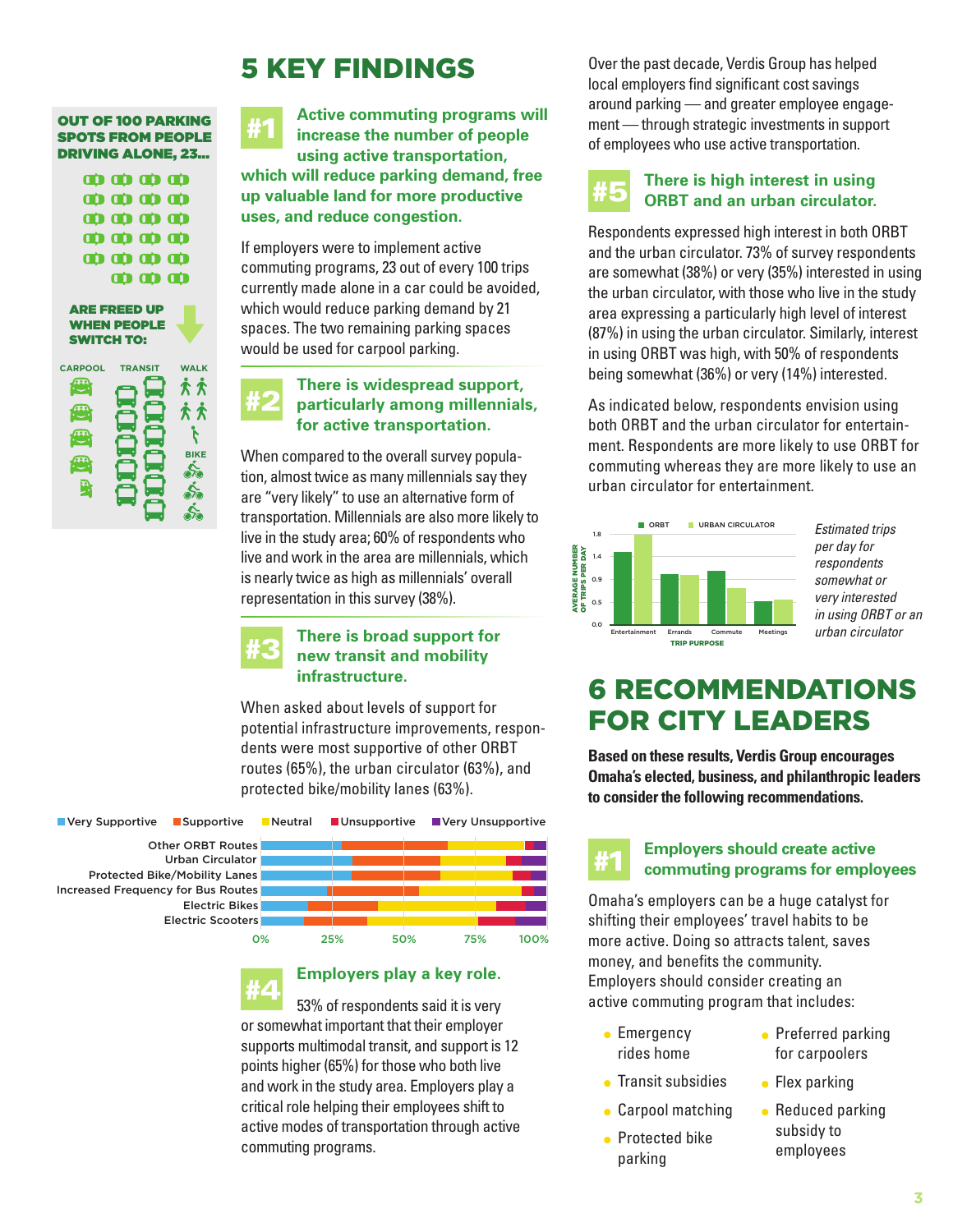# 5 KEY FINDINGS

OUT OF 100 PARKING SPOTS FROM PEOPLE DRIVING ALONE, 23...

ARE FREED UP WHEN PEOPLE SWITCH TO:

CARPOOL TRANSIT WALK BIKE

## #1 Active commuting programs will increase the number of people using active transportation, which will reduce parking demand, free up valuable land for more productive uses, and reduce congestion.

If employers were to implement active commuting programs, 23 out of every 100 trips currently made alone in a car could be avoided, which would reduce parking demand by 21 spaces. The two remaining parking spaces would be used for carpool parking.

## #2 There is widespread support, particularly among millennials, for active transportation.

When compared to the overall survey population, almost twice as many millennials say they are "very likely" to use an alternative form of transportation. Millennials are also more likely to live in the study area; 60% of respondents who live and work in the area are millennials, which is nearly twice as high as millennials' overall representation in this survey (38%).

## #3 There is broad support for new transit and mobility infrastructure.

When asked about levels of support for potential infrastructure improvements, respondents were most supportive of other ORBT routes (65%), the urban circulator (63%), and protected bike/mobility lanes (63%).

Legend: Very Supportive, Supportive, Neutral, Unsupportive, Very Unsupportive

Categories: Other ORBT Routes; Urban Circulator; Protected Bike/Mobility Lanes; Increased Frequency for Bus Routes; Electric Bikes; Electric Scooters

Axis: 0% 25% 50% 75% 100%

## #4 Employers play a key role.

53% of respondents said it is very or somewhat important that their employer supports multimodal transit, and support is 12 points higher (65%) for those who both live and work in the study area. Employers play a critical role helping their employees shift to active modes of transportation through active commuting programs.

Over the past decade, Verdis Group has helped local employers find significant cost savings around parking — and greater employee engagement — through strategic investments in support of employees who use active transportation.

## #5 There is high interest in using ORBT and an urban circulator.

Respondents expressed high interest in both ORBT and the urban circulator. 73% of survey respondents are somewhat (38%) or very (35%) interested in using the urban circulator, with those who live in the study area expressing a particularly high level of interest (87%) in using the urban circulator. Similarly, interest in using ORBT was high, with 50% of respondents being somewhat (36%) or very (14%) interested.

As indicated below, respondents envision using both ORBT and the urban circulator for entertainment. Respondents are more likely to use ORBT for commuting whereas they are more likely to use an urban circulator for entertainment.

Legend: ORBT, URBAN CIRCULATOR. Y-axis: AVERAGE NUMBER OF TRIPS PER DAY (0.0, 0.5, 0.9, 1.4, 1.8). X-axis: TRIP PURPOSE — Entertainment, Errands, Commute, Meetings.

*Estimated trips per day for respondents somewhat or very interested in using ORBT or an urban circulator*

# 6 RECOMMENDATIONS FOR CITY LEADERS

**Based on these results, Verdis Group encourages Omaha's elected, business, and philanthropic leaders to consider the following recommendations.**

## #1 Employers should create active commuting programs for employees

Omaha's employers can be a huge catalyst for shifting their employees' travel habits to be more active. Doing so attracts talent, saves money, and benefits the community. Employers should consider creating an active commuting program that includes:

- Emergency rides home
- Transit subsidies
- Carpool matching
- Protected bike parking
- Preferred parking for carpoolers
- Flex parking
- Reduced parking subsidy to employees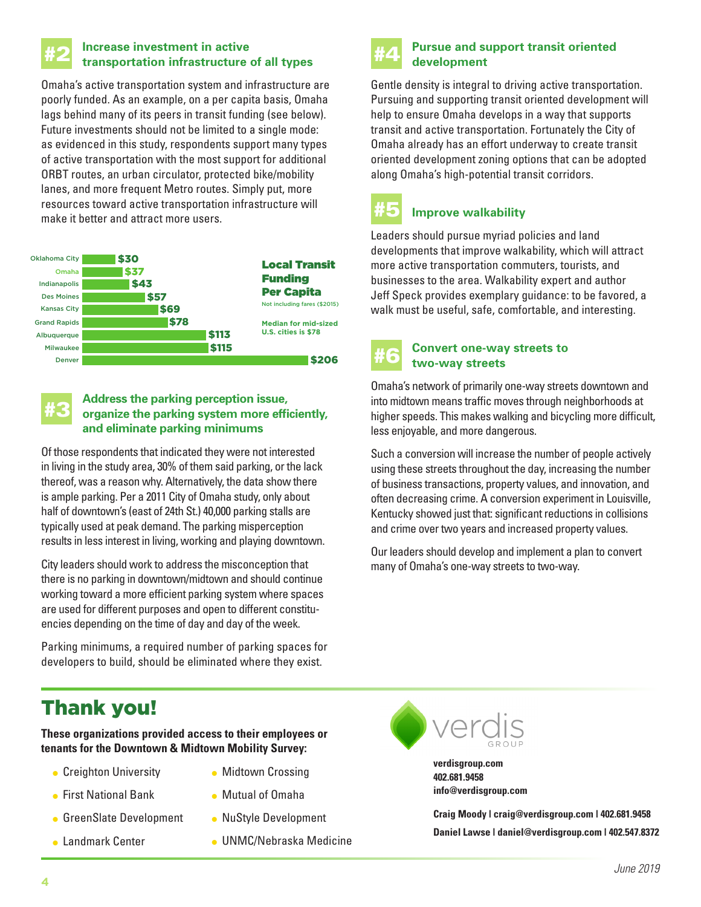## #2 Increase investment in active transportation infrastructure of all types

Omaha's active transportation system and infrastructure are poorly funded. As an example, on a per capita basis, Omaha lags behind many of its peers in transit funding (see below). Future investments should not be limited to a single mode: as evidenced in this study, respondents support many types of active transportation with the most support for additional ORBT routes, an urban circulator, protected bike/mobility lanes, and more frequent Metro routes. Simply put, more resources toward active transportation infrastructure will make it better and attract more users.

**Local Transit Funding Per Capita**

Not including fares ($2015)

Median for mid-sized U.S. cities is $78

Oklahoma City $30
Omaha $37
Indianapolis $43
Des Moines $57
Kansas City $69
Grand Rapids $78
Albuquerque $113
Milwaukee $115
Denver $206

## #3 Address the parking perception issue, organize the parking system more efficiently, and eliminate parking minimums

Of those respondents that indicated they were not interested in living in the study area, 30% of them said parking, or the lack thereof, was a reason why. Alternatively, the data show there is ample parking. Per a 2011 City of Omaha study, only about half of downtown's (east of 24th St.) 40,000 parking stalls are typically used at peak demand. The parking misperception results in less interest in living, working and playing downtown.

City leaders should work to address the misconception that there is no parking in downtown/midtown and should continue working toward a more efficient parking system where spaces are used for different purposes and open to different constituencies depending on the time of day and day of the week.

Parking minimums, a required number of parking spaces for developers to build, should be eliminated where they exist.

## #4 Pursue and support transit oriented development

Gentle density is integral to driving active transportation. Pursuing and supporting transit oriented development will help to ensure Omaha develops in a way that supports transit and active transportation. Fortunately the City of Omaha already has an effort underway to create transit oriented development zoning options that can be adopted along Omaha's high-potential transit corridors.

## #5 Improve walkability

Leaders should pursue myriad policies and land developments that improve walkability, which will attract more active transportation commuters, tourists, and businesses to the area. Walkability expert and author Jeff Speck provides exemplary guidance: to be favored, a walk must be useful, safe, comfortable, and interesting.

## #6 Convert one-way streets to two-way streets

Omaha's network of primarily one-way streets downtown and into midtown means traffic moves through neighborhoods at higher speeds. This makes walking and bicycling more difficult, less enjoyable, and more dangerous.

Such a conversion will increase the number of people actively using these streets throughout the day, increasing the number of business transactions, property values, and innovation, and often decreasing crime. A conversion experiment in Louisville, Kentucky showed just that: significant reductions in collisions and crime over two years and increased property values.

Our leaders should develop and implement a plan to convert many of Omaha's one-way streets to two-way.

# Thank you!

**These organizations provided access to their employees or tenants for the Downtown & Midtown Mobility Survey:**

- Creighton University
- First National Bank
- GreenSlate Development
- Landmark Center
- Midtown Crossing
- Mutual of Omaha
- NuStyle Development
- UNMC/Nebraska Medicine

verdis GROUP

**verdisgroup.com**
**402.681.9458**
**info@verdisgroup.com**

**Craig Moody | craig@verdisgroup.com | 402.681.9458**
**Daniel Lawse | daniel@verdisgroup.com | 402.547.8372**

*June 2019*